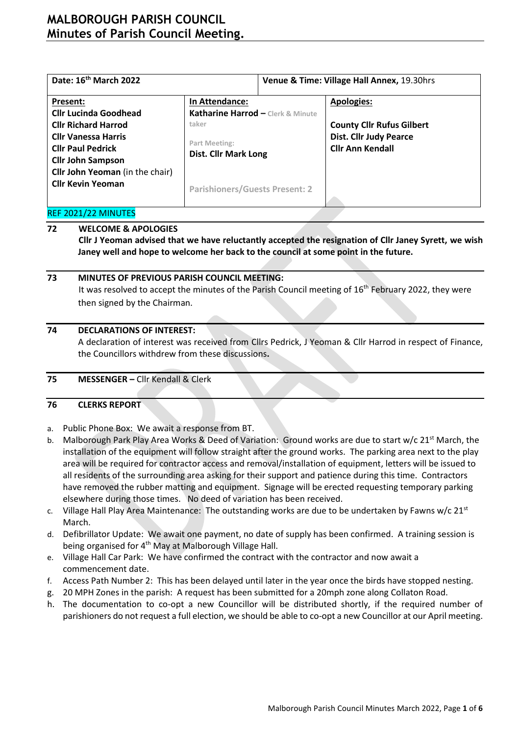# MALBOROUGH PARISH COUNCIL
## Minutes of Parish Council Meeting.

| Date: 16th March 2022 | Venue & Time: Village Hall Annex, 19.30hrs | |
|---|---|---|
| **Present:**<br>**Cllr Lucinda Goodhead**<br>**Cllr Richard Harrod**<br>**Cllr Vanessa Harris**<br>**Cllr Paul Pedrick**<br>**Cllr John Sampson**<br>**Cllr John Yeoman** (in the chair)<br>**Cllr Kevin Yeoman** | **In Attendance:**<br>**Katharine Harrod –** Clerk & Minute taker<br><br>Part Meeting:<br>**Dist. Cllr Mark Long**<br><br>Parishioners/Guests Present: 2 | **Apologies:**<br><br>**County Cllr Rufus Gilbert**<br>**Dist. Cllr Judy Pearce**<br>**Cllr Ann Kendall** |

REF 2021/22 MINUTES

### 72 WELCOME & APOLOGIES

**Cllr J Yeoman advised that we have reluctantly accepted the resignation of Cllr Janey Syrett, we wish Janey well and hope to welcome her back to the council at some point in the future.**

### 73 MINUTES OF PREVIOUS PARISH COUNCIL MEETING:

It was resolved to accept the minutes of the Parish Council meeting of 16th February 2022, they were then signed by the Chairman.

### 74 DECLARATIONS OF INTEREST:

A declaration of interest was received from Cllrs Pedrick, J Yeoman & Cllr Harrod in respect of Finance, the Councillors withdrew from these discussions**.**

### 75 MESSENGER – Cllr Kendall & Clerk

### 76 CLERKS REPORT

a. Public Phone Box: We await a response from BT.
b. Malborough Park Play Area Works & Deed of Variation: Ground works are due to start w/c 21st March, the installation of the equipment will follow straight after the ground works. The parking area next to the play area will be required for contractor access and removal/installation of equipment, letters will be issued to all residents of the surrounding area asking for their support and patience during this time. Contractors have removed the rubber matting and equipment. Signage will be erected requesting temporary parking elsewhere during those times. No deed of variation has been received.
c. Village Hall Play Area Maintenance: The outstanding works are due to be undertaken by Fawns w/c 21st March.
d. Defibrillator Update: We await one payment, no date of supply has been confirmed. A training session is being organised for 4th May at Malborough Village Hall.
e. Village Hall Car Park: We have confirmed the contract with the contractor and now await a commencement date.
f. Access Path Number 2: This has been delayed until later in the year once the birds have stopped nesting.
g. 20 MPH Zones in the parish: A request has been submitted for a 20mph zone along Collaton Road.
h. The documentation to co-opt a new Councillor will be distributed shortly, if the required number of parishioners do not request a full election, we should be able to co-opt a new Councillor at our April meeting.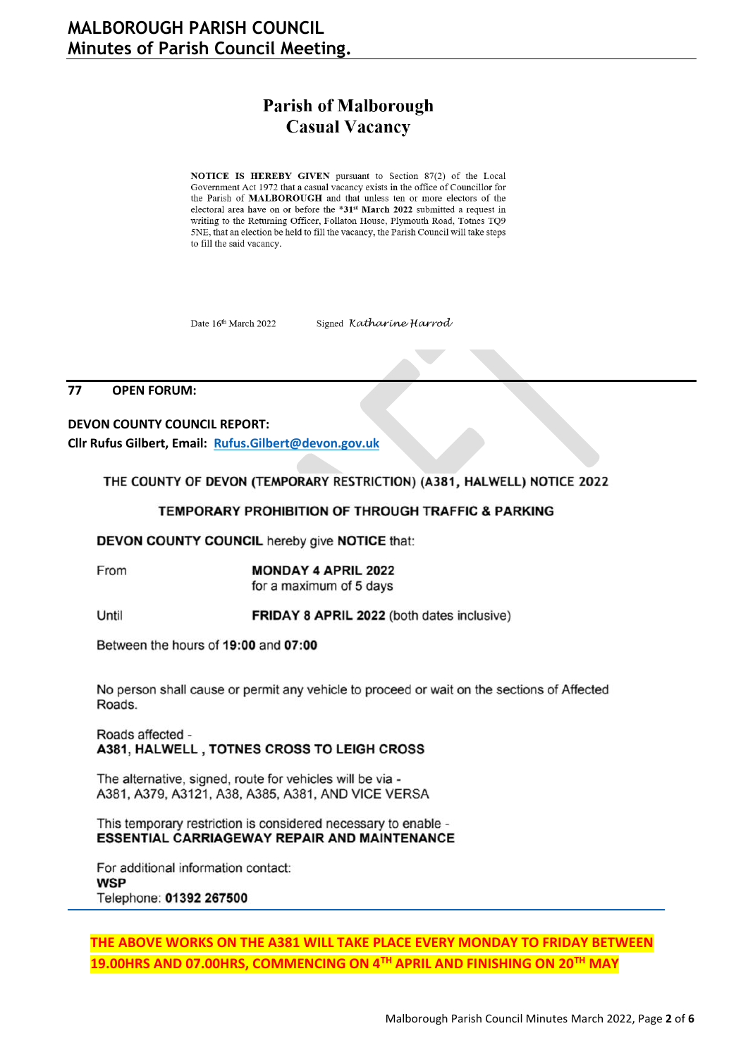## Parish of Malborough
## Casual Vacancy

**NOTICE IS HEREBY GIVEN** pursuant to Section 87(2) of the Local Government Act 1972 that a casual vacancy exists in the office of Councillor for the Parish of **MALBOROUGH** and that unless ten or more electors of the electoral area have on or before the ***31st March 2022** submitted a request in writing to the Returning Officer, Follaton House, Plymouth Road, Totnes TQ9 5NE, that an election be held to fill the vacancy, the Parish Council will take steps to fill the said vacancy.

Date 16th March 2022 Signed *Katharine Harrod*

---

**77 OPEN FORUM:**

**DEVON COUNTY COUNCIL REPORT:**

**Cllr Rufus Gilbert, Email: Rufus.Gilbert@devon.gov.uk**

**THE COUNTY OF DEVON (TEMPORARY RESTRICTION) (A381, HALWELL) NOTICE 2022**

**TEMPORARY PROHIBITION OF THROUGH TRAFFIC & PARKING**

**DEVON COUNTY COUNCIL** hereby give **NOTICE** that:

From **MONDAY 4 APRIL 2022**
for a maximum of 5 days

Until **FRIDAY 8 APRIL 2022** (both dates inclusive)

Between the hours of **19:00** and **07:00**

No person shall cause or permit any vehicle to proceed or wait on the sections of Affected Roads.

Roads affected -
**A381, HALWELL , TOTNES CROSS TO LEIGH CROSS**

The alternative, signed, route for vehicles will be via -
A381, A379, A3121, A38, A385, A381, AND VICE VERSA

This temporary restriction is considered necessary to enable -
**ESSENTIAL CARRIAGEWAY REPAIR AND MAINTENANCE**

For additional information contact:
**WSP**
Telephone: **01392 267500**

---

**THE ABOVE WORKS ON THE A381 WILL TAKE PLACE EVERY MONDAY TO FRIDAY BETWEEN 19.00HRS AND 07.00HRS, COMMENCING ON 4TH APRIL AND FINISHING ON 20TH MAY**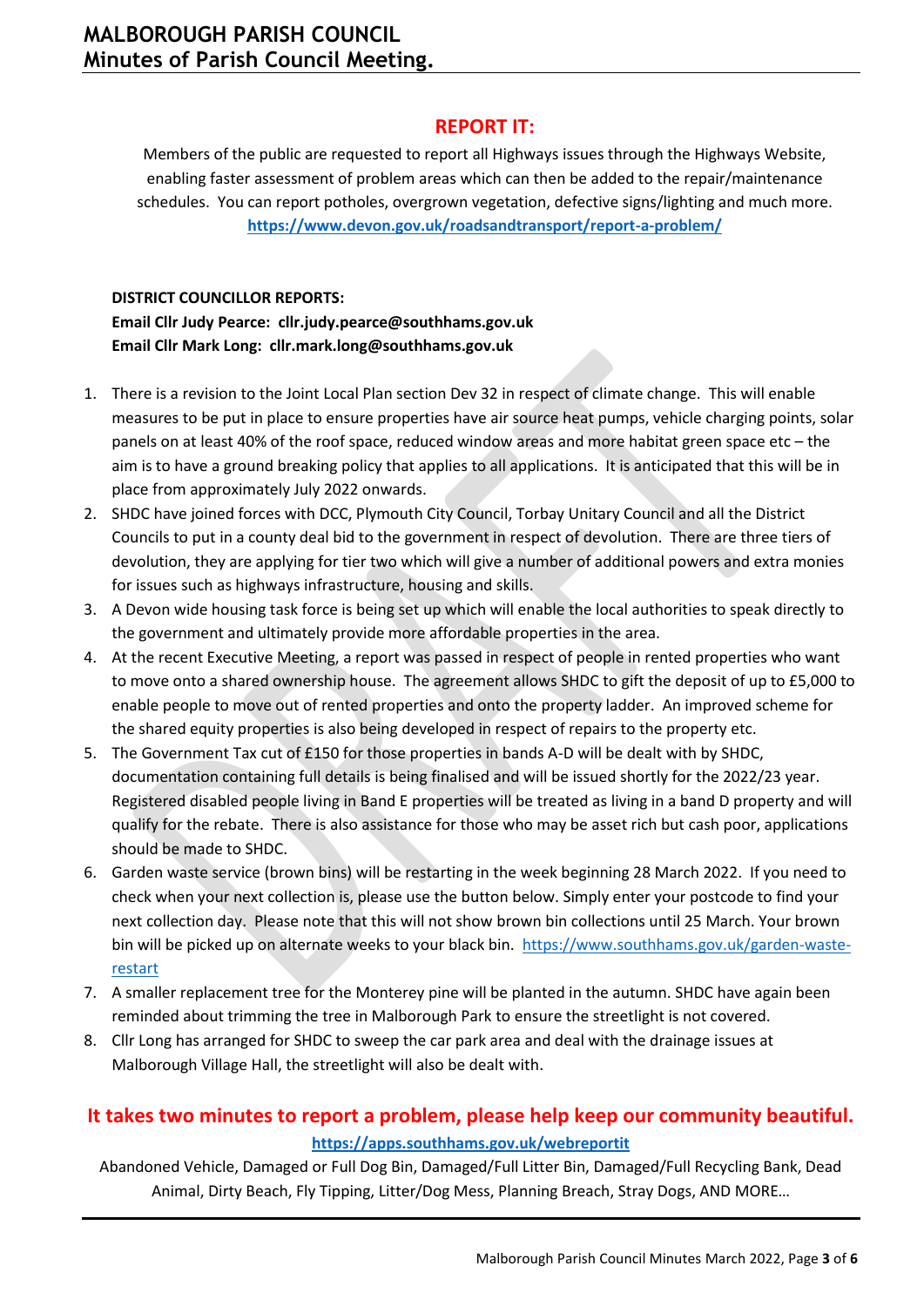## REPORT IT:

Members of the public are requested to report all Highways issues through the Highways Website, enabling faster assessment of problem areas which can then be added to the repair/maintenance schedules. You can report potholes, overgrown vegetation, defective signs/lighting and much more.
**https://www.devon.gov.uk/roadsandtransport/report-a-problem/**

**DISTRICT COUNCILLOR REPORTS:**
**Email Cllr Judy Pearce: cllr.judy.pearce@southhams.gov.uk**
**Email Cllr Mark Long: cllr.mark.long@southhams.gov.uk**

1. There is a revision to the Joint Local Plan section Dev 32 in respect of climate change. This will enable measures to be put in place to ensure properties have air source heat pumps, vehicle charging points, solar panels on at least 40% of the roof space, reduced window areas and more habitat green space etc – the aim is to have a ground breaking policy that applies to all applications. It is anticipated that this will be in place from approximately July 2022 onwards.
2. SHDC have joined forces with DCC, Plymouth City Council, Torbay Unitary Council and all the District Councils to put in a county deal bid to the government in respect of devolution. There are three tiers of devolution, they are applying for tier two which will give a number of additional powers and extra monies for issues such as highways infrastructure, housing and skills.
3. A Devon wide housing task force is being set up which will enable the local authorities to speak directly to the government and ultimately provide more affordable properties in the area.
4. At the recent Executive Meeting, a report was passed in respect of people in rented properties who want to move onto a shared ownership house. The agreement allows SHDC to gift the deposit of up to £5,000 to enable people to move out of rented properties and onto the property ladder. An improved scheme for the shared equity properties is also being developed in respect of repairs to the property etc.
5. The Government Tax cut of £150 for those properties in bands A-D will be dealt with by SHDC, documentation containing full details is being finalised and will be issued shortly for the 2022/23 year. Registered disabled people living in Band E properties will be treated as living in a band D property and will qualify for the rebate. There is also assistance for those who may be asset rich but cash poor, applications should be made to SHDC.
6. Garden waste service (brown bins) will be restarting in the week beginning 28 March 2022. If you need to check when your next collection is, please use the button below. Simply enter your postcode to find your next collection day. Please note that this will not show brown bin collections until 25 March. Your brown bin will be picked up on alternate weeks to your black bin. https://www.southhams.gov.uk/garden-waste-restart
7. A smaller replacement tree for the Monterey pine will be planted in the autumn. SHDC have again been reminded about trimming the tree in Malborough Park to ensure the streetlight is not covered.
8. Cllr Long has arranged for SHDC to sweep the car park area and deal with the drainage issues at Malborough Village Hall, the streetlight will also be dealt with.

## It takes two minutes to report a problem, please help keep our community beautiful.

**https://apps.southhams.gov.uk/webreportit**

Abandoned Vehicle, Damaged or Full Dog Bin, Damaged/Full Litter Bin, Damaged/Full Recycling Bank, Dead Animal, Dirty Beach, Fly Tipping, Litter/Dog Mess, Planning Breach, Stray Dogs, AND MORE…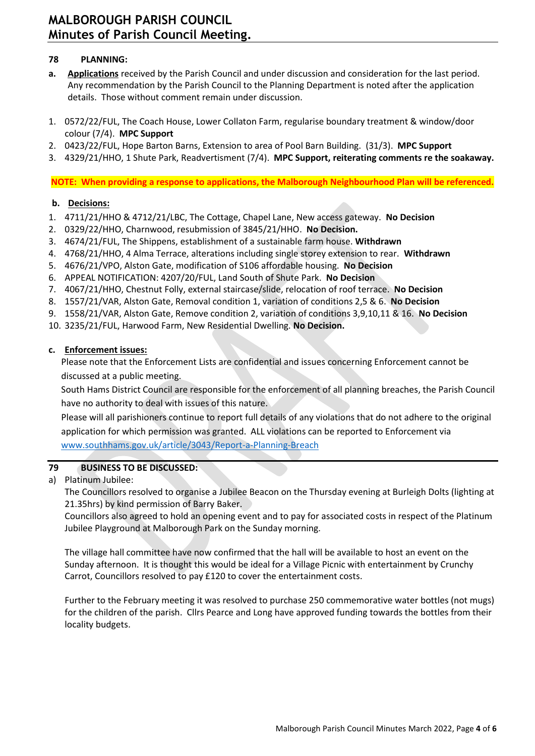## 78 PLANNING:

**a.** **Applications** received by the Parish Council and under discussion and consideration for the last period. Any recommendation by the Parish Council to the Planning Department is noted after the application details. Those without comment remain under discussion.

1. 0572/22/FUL, The Coach House, Lower Collaton Farm, regularise boundary treatment & window/door colour (7/4). **MPC Support**
2. 0423/22/FUL, Hope Barton Barns, Extension to area of Pool Barn Building. (31/3). **MPC Support**
3. 4329/21/HHO, 1 Shute Park, Readvertisment (7/4). **MPC Support, reiterating comments re the soakaway.**

**NOTE: When providing a response to applications, the Malborough Neighbourhood Plan will be referenced.**

**b.** **Decisions:**

1. 4711/21/HHO & 4712/21/LBC, The Cottage, Chapel Lane, New access gateway. **No Decision**
2. 0329/22/HHO, Charnwood, resubmission of 3845/21/HHO. **No Decision.**
3. 4674/21/FUL, The Shippens, establishment of a sustainable farm house. **Withdrawn**
4. 4768/21/HHO, 4 Alma Terrace, alterations including single storey extension to rear. **Withdrawn**
5. 4676/21/VPO, Alston Gate, modification of S106 affordable housing. **No Decision**
6. APPEAL NOTIFICATION: 4207/20/FUL, Land South of Shute Park. **No Decision**
7. 4067/21/HHO, Chestnut Folly, external staircase/slide, relocation of roof terrace. **No Decision**
8. 1557/21/VAR, Alston Gate, Removal condition 1, variation of conditions 2,5 & 6. **No Decision**
9. 1558/21/VAR, Alston Gate, Remove condition 2, variation of conditions 3,9,10,11 & 16. **No Decision**
10. 3235/21/FUL, Harwood Farm, New Residential Dwelling. **No Decision.**

**c.** **Enforcement issues:**

Please note that the Enforcement Lists are confidential and issues concerning Enforcement cannot be discussed at a public meeting.

South Hams District Council are responsible for the enforcement of all planning breaches, the Parish Council have no authority to deal with issues of this nature.

Please will all parishioners continue to report full details of any violations that do not adhere to the original application for which permission was granted. ALL violations can be reported to Enforcement via www.southhams.gov.uk/article/3043/Report-a-Planning-Breach

## 79 BUSINESS TO BE DISCUSSED:

a) Platinum Jubilee:

The Councillors resolved to organise a Jubilee Beacon on the Thursday evening at Burleigh Dolts (lighting at 21.35hrs) by kind permission of Barry Baker.

Councillors also agreed to hold an opening event and to pay for associated costs in respect of the Platinum Jubilee Playground at Malborough Park on the Sunday morning.

The village hall committee have now confirmed that the hall will be available to host an event on the Sunday afternoon. It is thought this would be ideal for a Village Picnic with entertainment by Crunchy Carrot, Councillors resolved to pay £120 to cover the entertainment costs.

Further to the February meeting it was resolved to purchase 250 commemorative water bottles (not mugs) for the children of the parish. Cllrs Pearce and Long have approved funding towards the bottles from their locality budgets.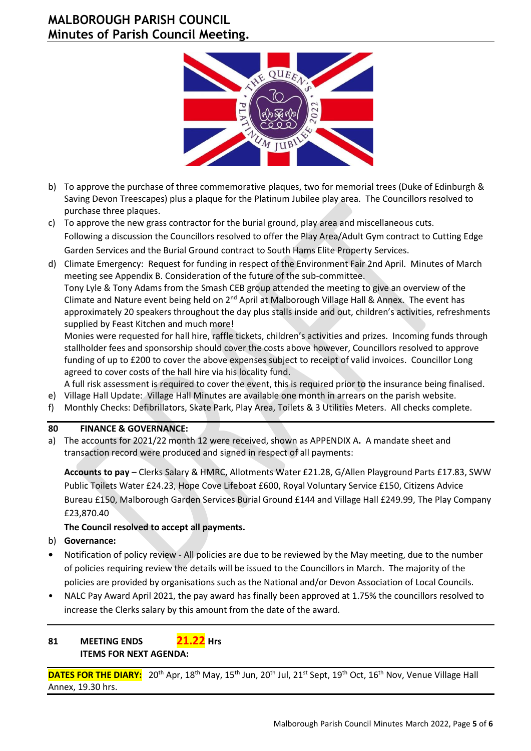b) To approve the purchase of three commemorative plaques, two for memorial trees (Duke of Edinburgh & Saving Devon Treescapes) plus a plaque for the Platinum Jubilee play area. The Councillors resolved to purchase three plaques.

c) To approve the new grass contractor for the burial ground, play area and miscellaneous cuts. Following a discussion the Councillors resolved to offer the Play Area/Adult Gym contract to Cutting Edge Garden Services and the Burial Ground contract to South Hams Elite Property Services.

d) Climate Emergency: Request for funding in respect of the Environment Fair 2nd April. Minutes of March meeting see Appendix B. Consideration of the future of the sub-committee.
Tony Lyle & Tony Adams from the Smash CEB group attended the meeting to give an overview of the Climate and Nature event being held on 2nd April at Malborough Village Hall & Annex. The event has approximately 20 speakers throughout the day plus stalls inside and out, children's activities, refreshments supplied by Feast Kitchen and much more!
Monies were requested for hall hire, raffle tickets, children's activities and prizes. Incoming funds through stallholder fees and sponsorship should cover the costs above however, Councillors resolved to approve funding of up to £200 to cover the above expenses subject to receipt of valid invoices. Councillor Long agreed to cover costs of the hall hire via his locality fund.
A full risk assessment is required to cover the event, this is required prior to the insurance being finalised.

e) Village Hall Update: Village Hall Minutes are available one month in arrears on the parish website.

f) Monthly Checks: Defibrillators, Skate Park, Play Area, Toilets & 3 Utilities Meters. All checks complete.

**80 FINANCE & GOVERNANCE:**

a) The accounts for 2021/22 month 12 were received, shown as APPENDIX A. A mandate sheet and transaction record were produced and signed in respect of all payments:

**Accounts to pay** – Clerks Salary & HMRC, Allotments Water £21.28, G/Allen Playground Parts £17.83, SWW Public Toilets Water £24.23, Hope Cove Lifeboat £600, Royal Voluntary Service £150, Citizens Advice Bureau £150, Malborough Garden Services Burial Ground £144 and Village Hall £249.99, The Play Company £23,870.40

**The Council resolved to accept all payments.**

b) **Governance:**

- Notification of policy review - All policies are due to be reviewed by the May meeting, due to the number of policies requiring review the details will be issued to the Councillors in March. The majority of the policies are provided by organisations such as the National and/or Devon Association of Local Councils.
- NALC Pay Award April 2021, the pay award has finally been approved at 1.75% the councillors resolved to increase the Clerks salary by this amount from the date of the award.

**81 MEETING ENDS 21.22 Hrs**
**ITEMS FOR NEXT AGENDA:**

**DATES FOR THE DIARY:** 20th Apr, 18th May, 15th Jun, 20th Jul, 21st Sept, 19th Oct, 16th Nov, Venue Village Hall Annex, 19.30 hrs.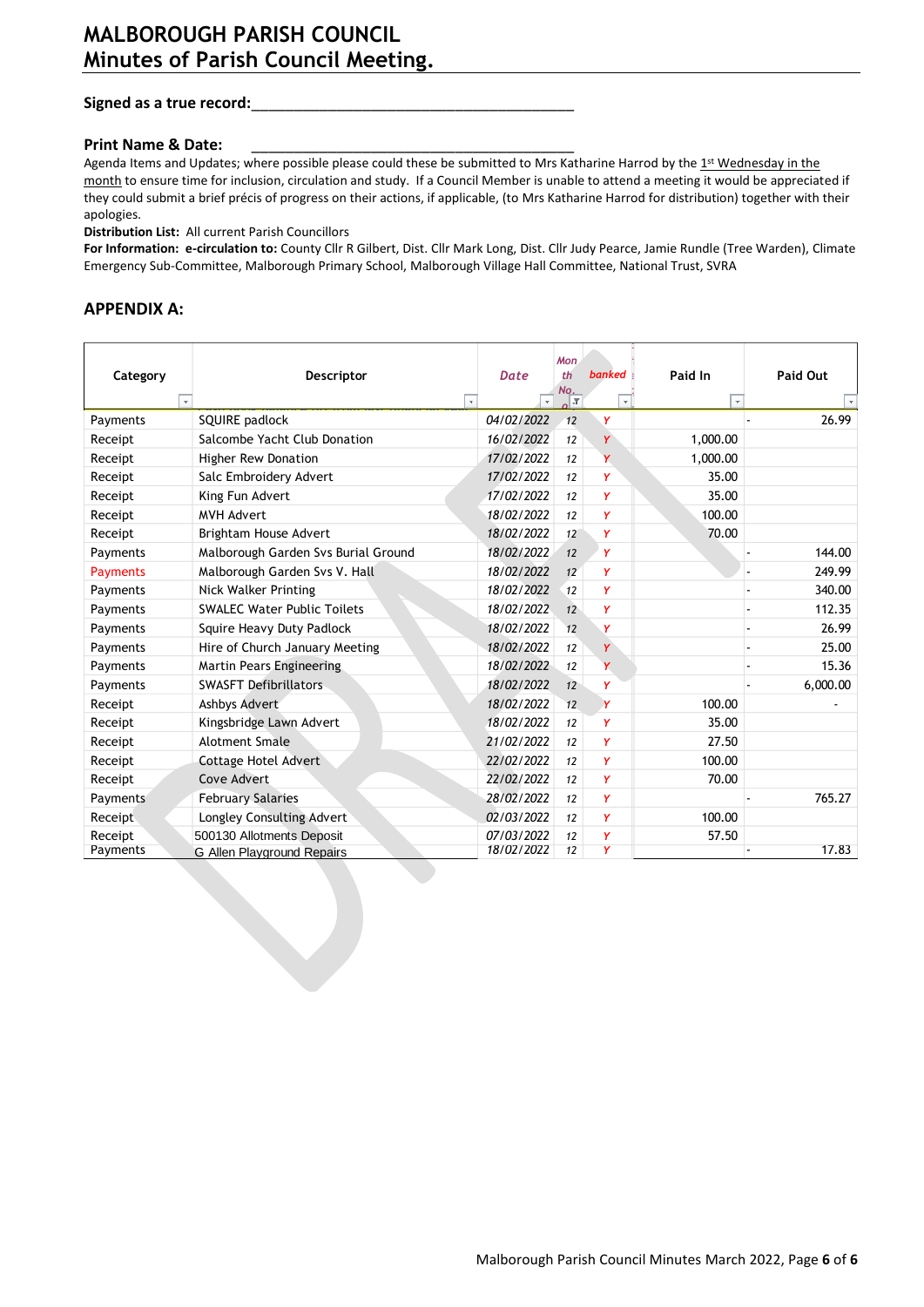# MALBOROUGH PARISH COUNCIL
# Minutes of Parish Council Meeting.

**Signed as a true record:**_______________________________________

**Print Name & Date:** _______________________________________

Agenda Items and Updates; where possible please could these be submitted to Mrs Katharine Harrod by the 1st Wednesday in the month to ensure time for inclusion, circulation and study. If a Council Member is unable to attend a meeting it would be appreciated if they could submit a brief précis of progress on their actions, if applicable, (to Mrs Katharine Harrod for distribution) together with their apologies.

**Distribution List:** All current Parish Councillors

**For Information: e-circulation to:** County Cllr R Gilbert, Dist. Cllr Mark Long, Dist. Cllr Judy Pearce, Jamie Rundle (Tree Warden), Climate Emergency Sub-Committee, Malborough Primary School, Malborough Village Hall Committee, National Trust, SVRA

## APPENDIX A:

| Category | Descriptor | Date | Month No. | banked | Paid In | Paid Out |
|---|---|---|---|---|---|---|
| Payments | SQUIRE padlock | 04/02/2022 | 12 | Y | | - 26.99 |
| Receipt | Salcombe Yacht Club Donation | 16/02/2022 | 12 | Y | 1,000.00 | |
| Receipt | Higher Rew Donation | 17/02/2022 | 12 | Y | 1,000.00 | |
| Receipt | Salc Embroidery Advert | 17/02/2022 | 12 | Y | 35.00 | |
| Receipt | King Fun Advert | 17/02/2022 | 12 | Y | 35.00 | |
| Receipt | MVH Advert | 18/02/2022 | 12 | Y | 100.00 | |
| Receipt | Brightam House Advert | 18/02/2022 | 12 | Y | 70.00 | |
| Payments | Malborough Garden Svs Burial Ground | 18/02/2022 | 12 | Y | | - 144.00 |
| Payments | Malborough Garden Svs V. Hall | 18/02/2022 | 12 | Y | | - 249.99 |
| Payments | Nick Walker Printing | 18/02/2022 | 12 | Y | | - 340.00 |
| Payments | SWALEC Water Public Toilets | 18/02/2022 | 12 | Y | | - 112.35 |
| Payments | Squire Heavy Duty Padlock | 18/02/2022 | 12 | Y | | - 26.99 |
| Payments | Hire of Church January Meeting | 18/02/2022 | 12 | Y | | - 25.00 |
| Payments | Martin Pears Engineering | 18/02/2022 | 12 | Y | | - 15.36 |
| Payments | SWASFT Defibrillators | 18/02/2022 | 12 | Y | | - 6,000.00 |
| Receipt | Ashbys Advert | 18/02/2022 | 12 | Y | 100.00 | - |
| Receipt | Kingsbridge Lawn Advert | 18/02/2022 | 12 | Y | 35.00 | |
| Receipt | Alotment Smale | 21/02/2022 | 12 | Y | 27.50 | |
| Receipt | Cottage Hotel Advert | 22/02/2022 | 12 | Y | 100.00 | |
| Receipt | Cove Advert | 22/02/2022 | 12 | Y | 70.00 | |
| Payments | February Salaries | 28/02/2022 | 12 | Y | | - 765.27 |
| Receipt | Longley Consulting Advert | 02/03/2022 | 12 | Y | 100.00 | |
| Receipt | 500130 Allotments Deposit | 07/03/2022 | 12 | Y | 57.50 | |
| Payments | G Allen Playground Repairs | 18/02/2022 | 12 | Y | | - 17.83 |